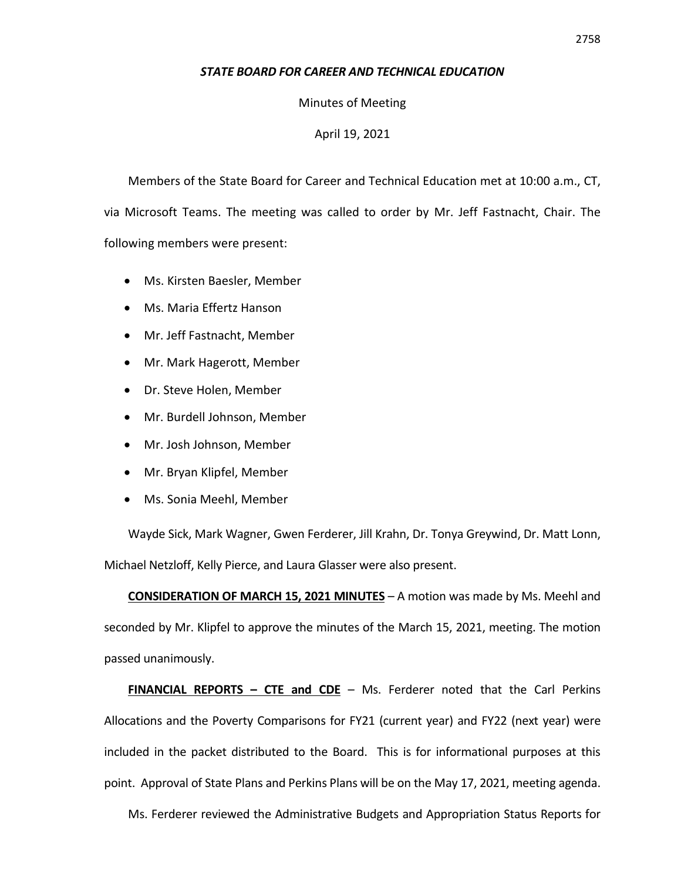***STATE BOARD FOR CAREER AND TECHNICAL EDUCATION***

Minutes of Meeting

April 19, 2021

Members of the State Board for Career and Technical Education met at 10:00 a.m., CT, via Microsoft Teams. The meeting was called to order by Mr. Jeff Fastnacht, Chair. The following members were present:

- Ms. Kirsten Baesler, Member
- Ms. Maria Effertz Hanson
- Mr. Jeff Fastnacht, Member
- Mr. Mark Hagerott, Member
- Dr. Steve Holen, Member
- Mr. Burdell Johnson, Member
- Mr. Josh Johnson, Member
- Mr. Bryan Klipfel, Member
- Ms. Sonia Meehl, Member

Wayde Sick, Mark Wagner, Gwen Ferderer, Jill Krahn, Dr. Tonya Greywind, Dr. Matt Lonn, Michael Netzloff, Kelly Pierce, and Laura Glasser were also present.

**CONSIDERATION OF MARCH 15, 2021 MINUTES** – A motion was made by Ms. Meehl and seconded by Mr. Klipfel to approve the minutes of the March 15, 2021, meeting. The motion passed unanimously.

**FINANCIAL REPORTS – CTE and CDE** – Ms. Ferderer noted that the Carl Perkins Allocations and the Poverty Comparisons for FY21 (current year) and FY22 (next year) were included in the packet distributed to the Board. This is for informational purposes at this point. Approval of State Plans and Perkins Plans will be on the May 17, 2021, meeting agenda.

Ms. Ferderer reviewed the Administrative Budgets and Appropriation Status Reports for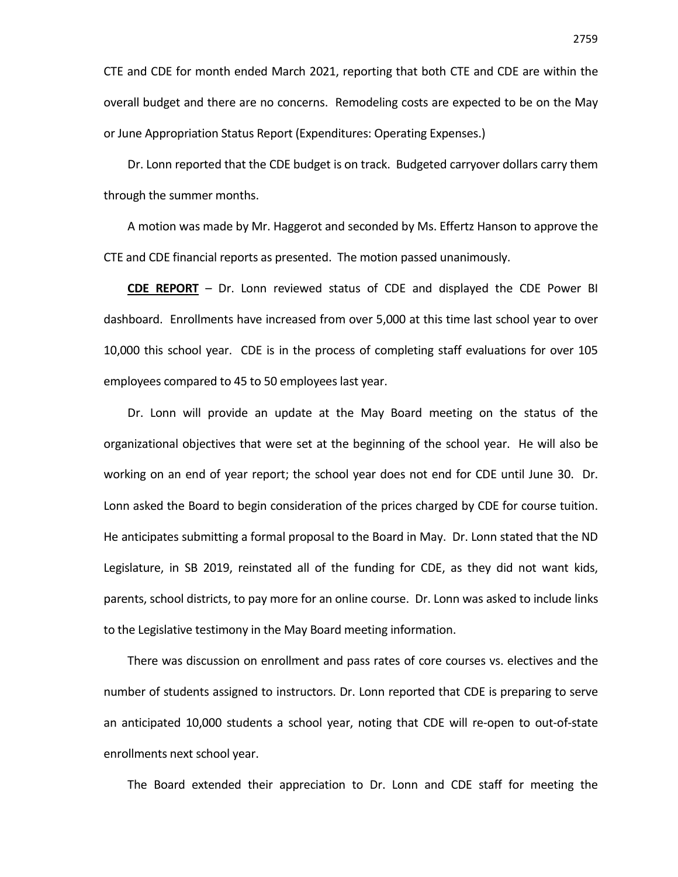CTE and CDE for month ended March 2021, reporting that both CTE and CDE are within the overall budget and there are no concerns. Remodeling costs are expected to be on the May or June Appropriation Status Report (Expenditures: Operating Expenses.)

Dr. Lonn reported that the CDE budget is on track. Budgeted carryover dollars carry them through the summer months.

A motion was made by Mr. Haggerot and seconded by Ms. Effertz Hanson to approve the CTE and CDE financial reports as presented. The motion passed unanimously.

**CDE REPORT** – Dr. Lonn reviewed status of CDE and displayed the CDE Power BI dashboard. Enrollments have increased from over 5,000 at this time last school year to over 10,000 this school year. CDE is in the process of completing staff evaluations for over 105 employees compared to 45 to 50 employees last year.

Dr. Lonn will provide an update at the May Board meeting on the status of the organizational objectives that were set at the beginning of the school year. He will also be working on an end of year report; the school year does not end for CDE until June 30. Dr. Lonn asked the Board to begin consideration of the prices charged by CDE for course tuition. He anticipates submitting a formal proposal to the Board in May. Dr. Lonn stated that the ND Legislature, in SB 2019, reinstated all of the funding for CDE, as they did not want kids, parents, school districts, to pay more for an online course. Dr. Lonn was asked to include links to the Legislative testimony in the May Board meeting information.

There was discussion on enrollment and pass rates of core courses vs. electives and the number of students assigned to instructors. Dr. Lonn reported that CDE is preparing to serve an anticipated 10,000 students a school year, noting that CDE will re-open to out-of-state enrollments next school year.

The Board extended their appreciation to Dr. Lonn and CDE staff for meeting the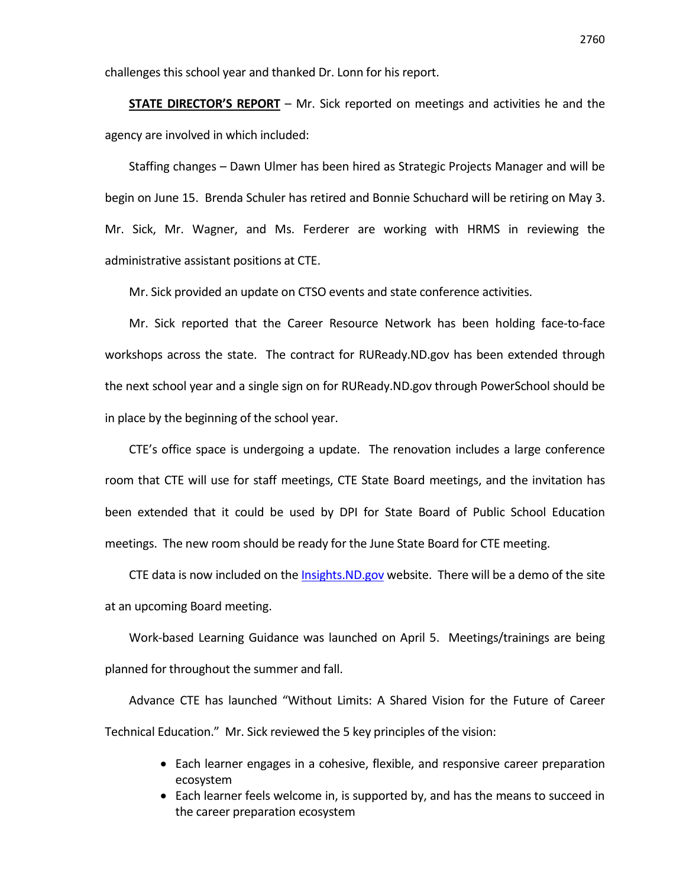challenges this school year and thanked Dr. Lonn for his report.

**STATE DIRECTOR'S REPORT** – Mr. Sick reported on meetings and activities he and the agency are involved in which included:

Staffing changes – Dawn Ulmer has been hired as Strategic Projects Manager and will be begin on June 15. Brenda Schuler has retired and Bonnie Schuchard will be retiring on May 3. Mr. Sick, Mr. Wagner, and Ms. Ferderer are working with HRMS in reviewing the administrative assistant positions at CTE.

Mr. Sick provided an update on CTSO events and state conference activities.

Mr. Sick reported that the Career Resource Network has been holding face-to-face workshops across the state. The contract for RUReady.ND.gov has been extended through the next school year and a single sign on for RUReady.ND.gov through PowerSchool should be in place by the beginning of the school year.

CTE's office space is undergoing a update. The renovation includes a large conference room that CTE will use for staff meetings, CTE State Board meetings, and the invitation has been extended that it could be used by DPI for State Board of Public School Education meetings. The new room should be ready for the June State Board for CTE meeting.

CTE data is now included on the Insights.ND.gov website. There will be a demo of the site at an upcoming Board meeting.

Work-based Learning Guidance was launched on April 5. Meetings/trainings are being planned for throughout the summer and fall.

Advance CTE has launched "Without Limits: A Shared Vision for the Future of Career Technical Education." Mr. Sick reviewed the 5 key principles of the vision:

- Each learner engages in a cohesive, flexible, and responsive career preparation ecosystem
- Each learner feels welcome in, is supported by, and has the means to succeed in the career preparation ecosystem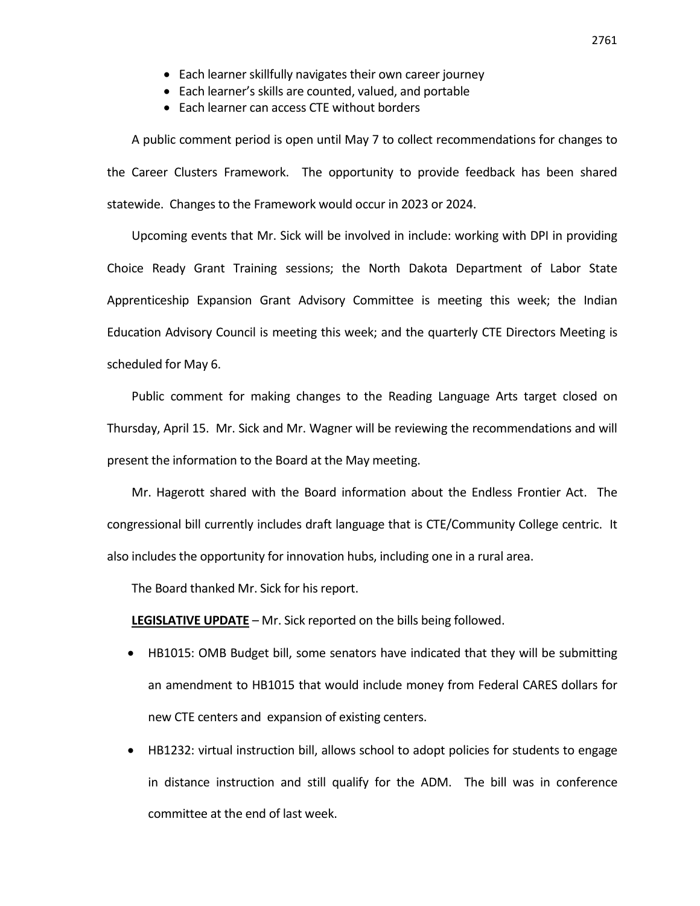- Each learner skillfully navigates their own career journey
- Each learner's skills are counted, valued, and portable
- Each learner can access CTE without borders

A public comment period is open until May 7 to collect recommendations for changes to the Career Clusters Framework. The opportunity to provide feedback has been shared statewide. Changes to the Framework would occur in 2023 or 2024.

Upcoming events that Mr. Sick will be involved in include: working with DPI in providing Choice Ready Grant Training sessions; the North Dakota Department of Labor State Apprenticeship Expansion Grant Advisory Committee is meeting this week; the Indian Education Advisory Council is meeting this week; and the quarterly CTE Directors Meeting is scheduled for May 6.

Public comment for making changes to the Reading Language Arts target closed on Thursday, April 15. Mr. Sick and Mr. Wagner will be reviewing the recommendations and will present the information to the Board at the May meeting.

Mr. Hagerott shared with the Board information about the Endless Frontier Act. The congressional bill currently includes draft language that is CTE/Community College centric. It also includes the opportunity for innovation hubs, including one in a rural area.

The Board thanked Mr. Sick for his report.

**LEGISLATIVE UPDATE** – Mr. Sick reported on the bills being followed.

- HB1015: OMB Budget bill, some senators have indicated that they will be submitting an amendment to HB1015 that would include money from Federal CARES dollars for new CTE centers and expansion of existing centers.
- HB1232: virtual instruction bill, allows school to adopt policies for students to engage in distance instruction and still qualify for the ADM. The bill was in conference committee at the end of last week.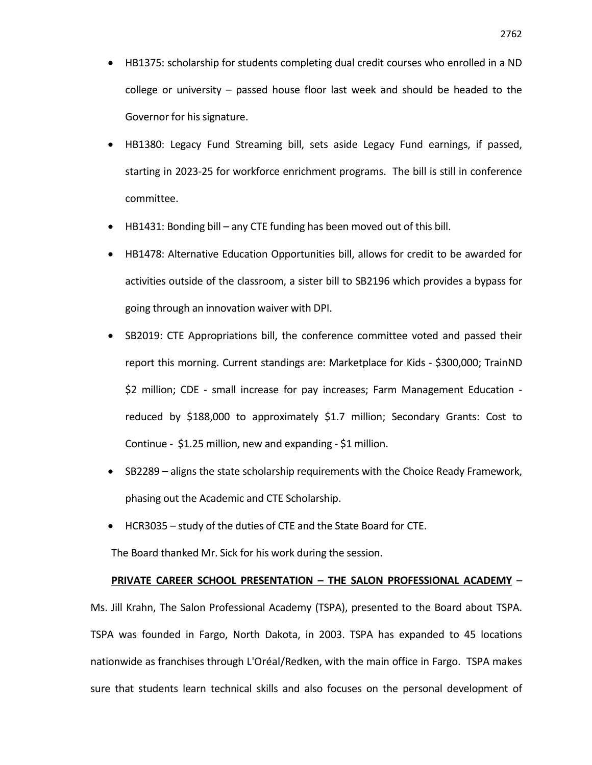- HB1375: scholarship for students completing dual credit courses who enrolled in a ND college or university – passed house floor last week and should be headed to the Governor for his signature.
- HB1380: Legacy Fund Streaming bill, sets aside Legacy Fund earnings, if passed, starting in 2023-25 for workforce enrichment programs. The bill is still in conference committee.
- HB1431: Bonding bill – any CTE funding has been moved out of this bill.
- HB1478: Alternative Education Opportunities bill, allows for credit to be awarded for activities outside of the classroom, a sister bill to SB2196 which provides a bypass for going through an innovation waiver with DPI.
- SB2019: CTE Appropriations bill, the conference committee voted and passed their report this morning. Current standings are: Marketplace for Kids - $300,000; TrainND $2 million; CDE - small increase for pay increases; Farm Management Education - reduced by $188,000 to approximately $1.7 million; Secondary Grants: Cost to Continue - $1.25 million, new and expanding - $1 million.
- SB2289 – aligns the state scholarship requirements with the Choice Ready Framework, phasing out the Academic and CTE Scholarship.
- HCR3035 – study of the duties of CTE and the State Board for CTE.

The Board thanked Mr. Sick for his work during the session.

**PRIVATE CAREER SCHOOL PRESENTATION – THE SALON PROFESSIONAL ACADEMY** – Ms. Jill Krahn, The Salon Professional Academy (TSPA), presented to the Board about TSPA. TSPA was founded in Fargo, North Dakota, in 2003. TSPA has expanded to 45 locations nationwide as franchises through L'Oréal/Redken, with the main office in Fargo. TSPA makes sure that students learn technical skills and also focuses on the personal development of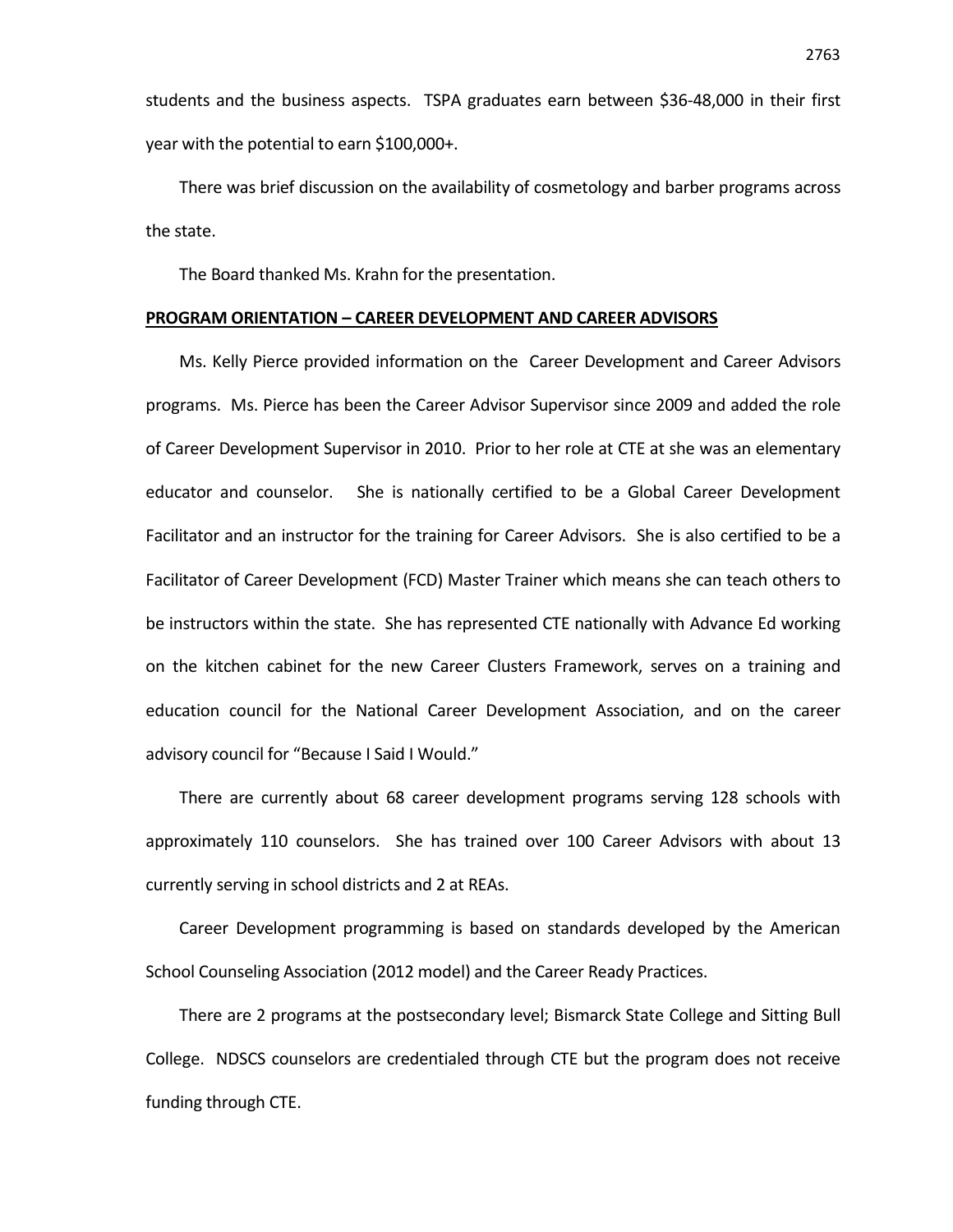students and the business aspects. TSPA graduates earn between $36-48,000 in their first year with the potential to earn $100,000+.

There was brief discussion on the availability of cosmetology and barber programs across the state.

The Board thanked Ms. Krahn for the presentation.

**PROGRAM ORIENTATION – CAREER DEVELOPMENT AND CAREER ADVISORS**

Ms. Kelly Pierce provided information on the Career Development and Career Advisors programs. Ms. Pierce has been the Career Advisor Supervisor since 2009 and added the role of Career Development Supervisor in 2010. Prior to her role at CTE at she was an elementary educator and counselor. She is nationally certified to be a Global Career Development Facilitator and an instructor for the training for Career Advisors. She is also certified to be a Facilitator of Career Development (FCD) Master Trainer which means she can teach others to be instructors within the state. She has represented CTE nationally with Advance Ed working on the kitchen cabinet for the new Career Clusters Framework, serves on a training and education council for the National Career Development Association, and on the career advisory council for "Because I Said I Would."

There are currently about 68 career development programs serving 128 schools with approximately 110 counselors. She has trained over 100 Career Advisors with about 13 currently serving in school districts and 2 at REAs.

Career Development programming is based on standards developed by the American School Counseling Association (2012 model) and the Career Ready Practices.

There are 2 programs at the postsecondary level; Bismarck State College and Sitting Bull College. NDSCS counselors are credentialed through CTE but the program does not receive funding through CTE.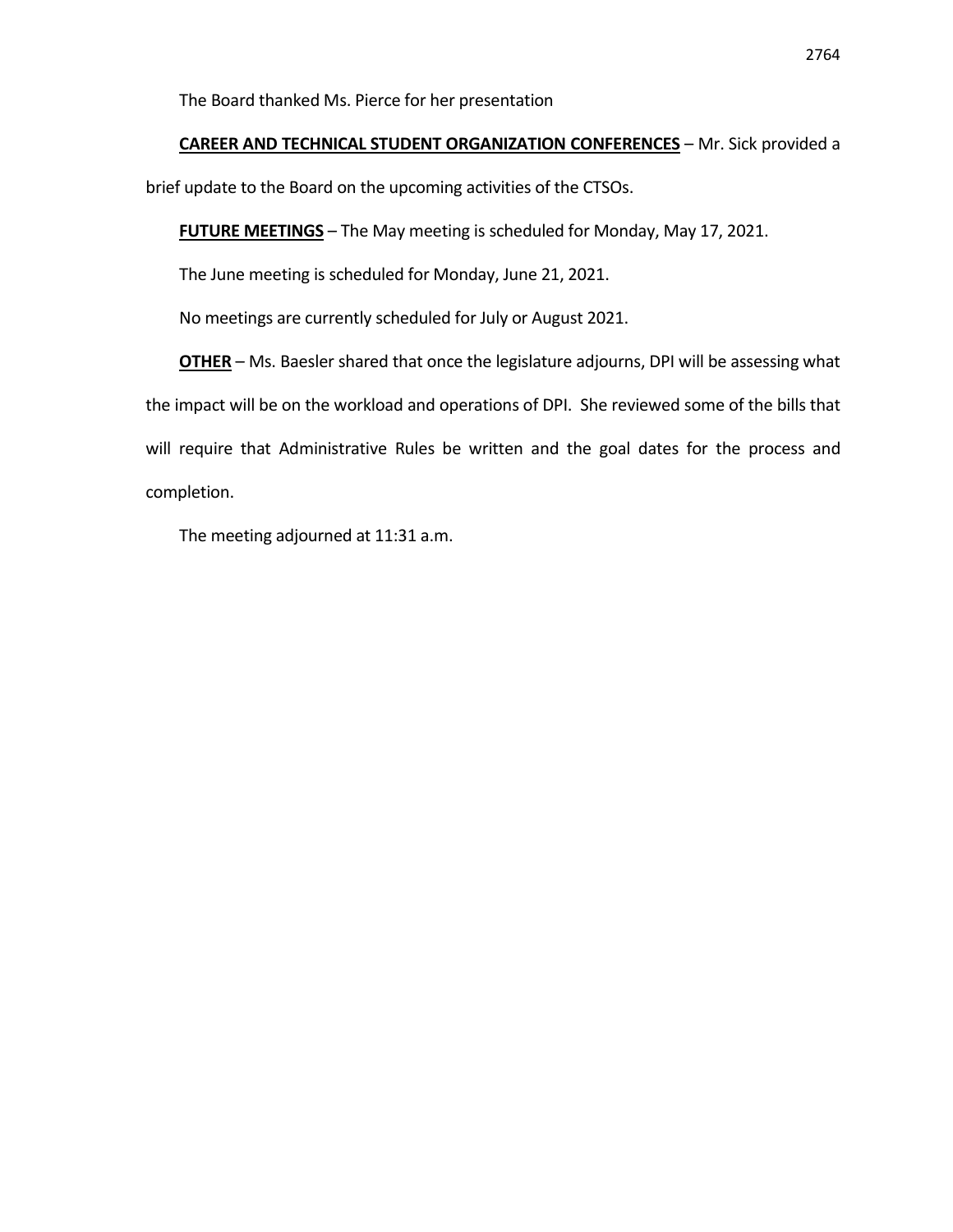The Board thanked Ms. Pierce for her presentation

**CAREER AND TECHNICAL STUDENT ORGANIZATION CONFERENCES** – Mr. Sick provided a brief update to the Board on the upcoming activities of the CTSOs.

**FUTURE MEETINGS** – The May meeting is scheduled for Monday, May 17, 2021.

The June meeting is scheduled for Monday, June 21, 2021.

No meetings are currently scheduled for July or August 2021.

**OTHER** – Ms. Baesler shared that once the legislature adjourns, DPI will be assessing what the impact will be on the workload and operations of DPI. She reviewed some of the bills that will require that Administrative Rules be written and the goal dates for the process and completion.

The meeting adjourned at 11:31 a.m.